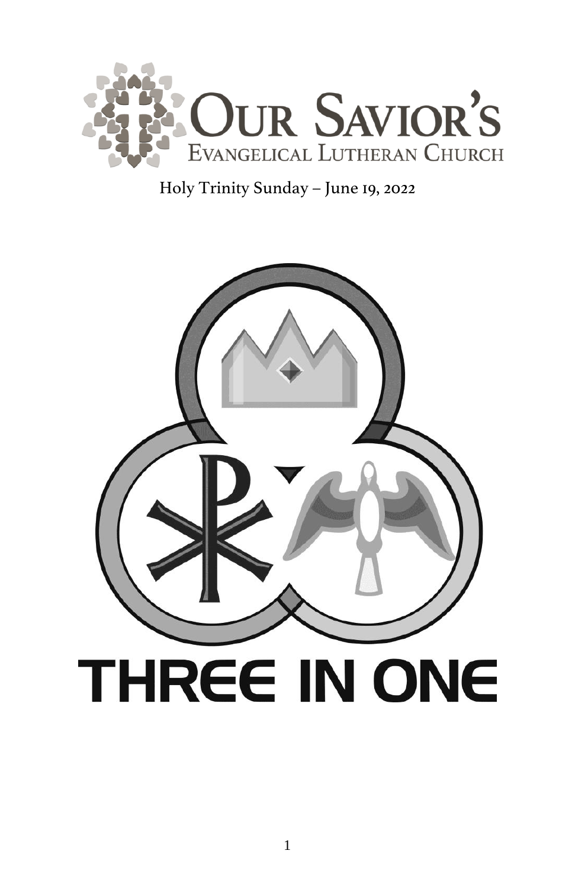# Our Savior's Evangelical Lutheran Church

Holy Trinity Sunday – June 19, 2022

THREE IN ONE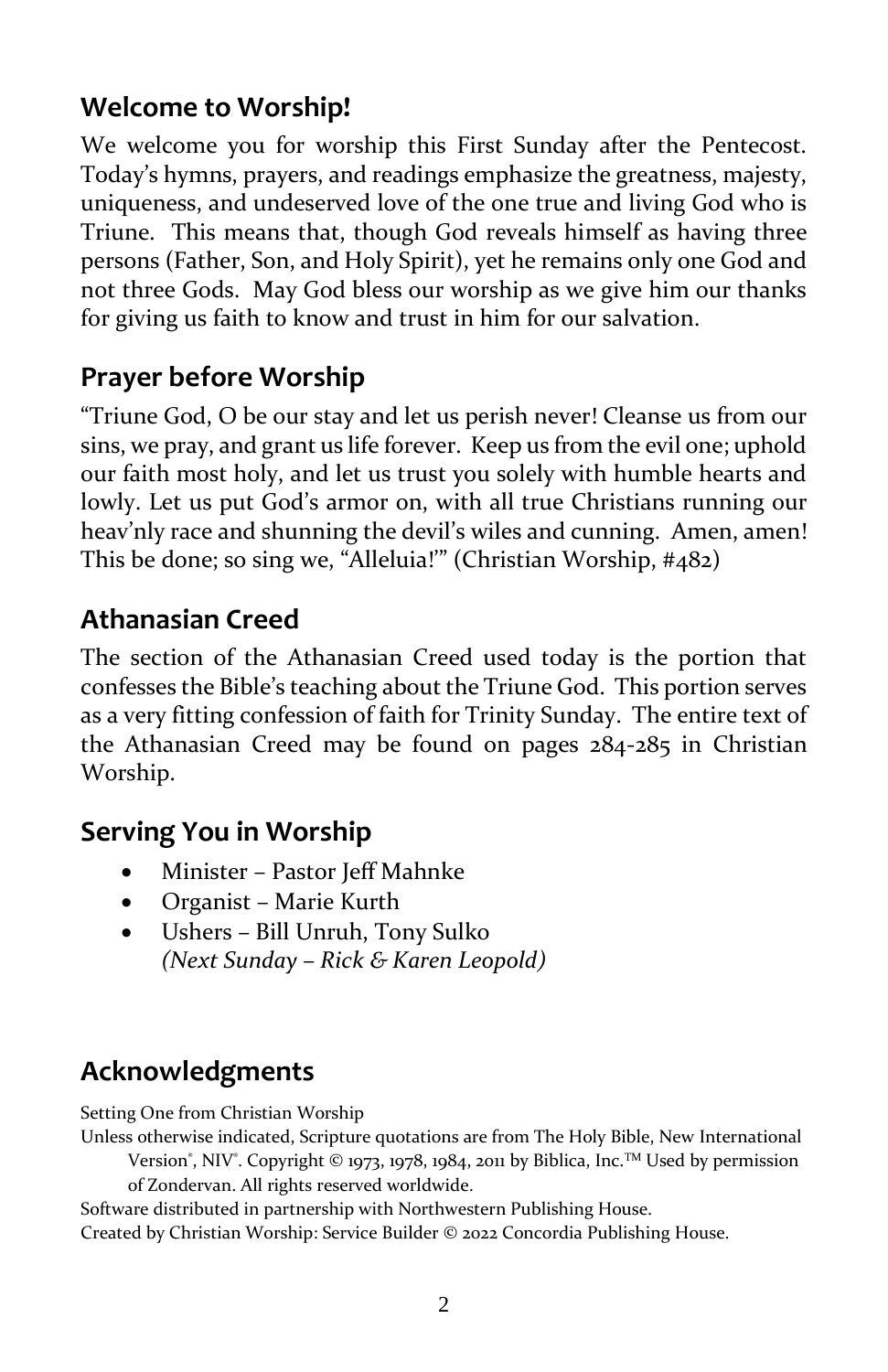## Welcome to Worship!

We welcome you for worship this First Sunday after the Pentecost. Today's hymns, prayers, and readings emphasize the greatness, majesty, uniqueness, and undeserved love of the one true and living God who is Triune. This means that, though God reveals himself as having three persons (Father, Son, and Holy Spirit), yet he remains only one God and not three Gods. May God bless our worship as we give him our thanks for giving us faith to know and trust in him for our salvation.

## Prayer before Worship

"Triune God, O be our stay and let us perish never! Cleanse us from our sins, we pray, and grant us life forever. Keep us from the evil one; uphold our faith most holy, and let us trust you solely with humble hearts and lowly. Let us put God's armor on, with all true Christians running our heav'nly race and shunning the devil's wiles and cunning. Amen, amen! This be done; so sing we, "Alleluia!"" (Christian Worship, #482)

## Athanasian Creed

The section of the Athanasian Creed used today is the portion that confesses the Bible's teaching about the Triune God. This portion serves as a very fitting confession of faith for Trinity Sunday. The entire text of the Athanasian Creed may be found on pages 284-285 in Christian Worship.

## Serving You in Worship

- Minister – Pastor Jeff Mahnke
- Organist – Marie Kurth
- Ushers – Bill Unruh, Tony Sulko
  *(Next Sunday – Rick & Karen Leopold)*

## Acknowledgments

Setting One from Christian Worship

Unless otherwise indicated, Scripture quotations are from The Holy Bible, New International Version®, NIV®. Copyright © 1973, 1978, 1984, 2011 by Biblica, Inc.™ Used by permission of Zondervan. All rights reserved worldwide.

Software distributed in partnership with Northwestern Publishing House.

Created by Christian Worship: Service Builder © 2022 Concordia Publishing House.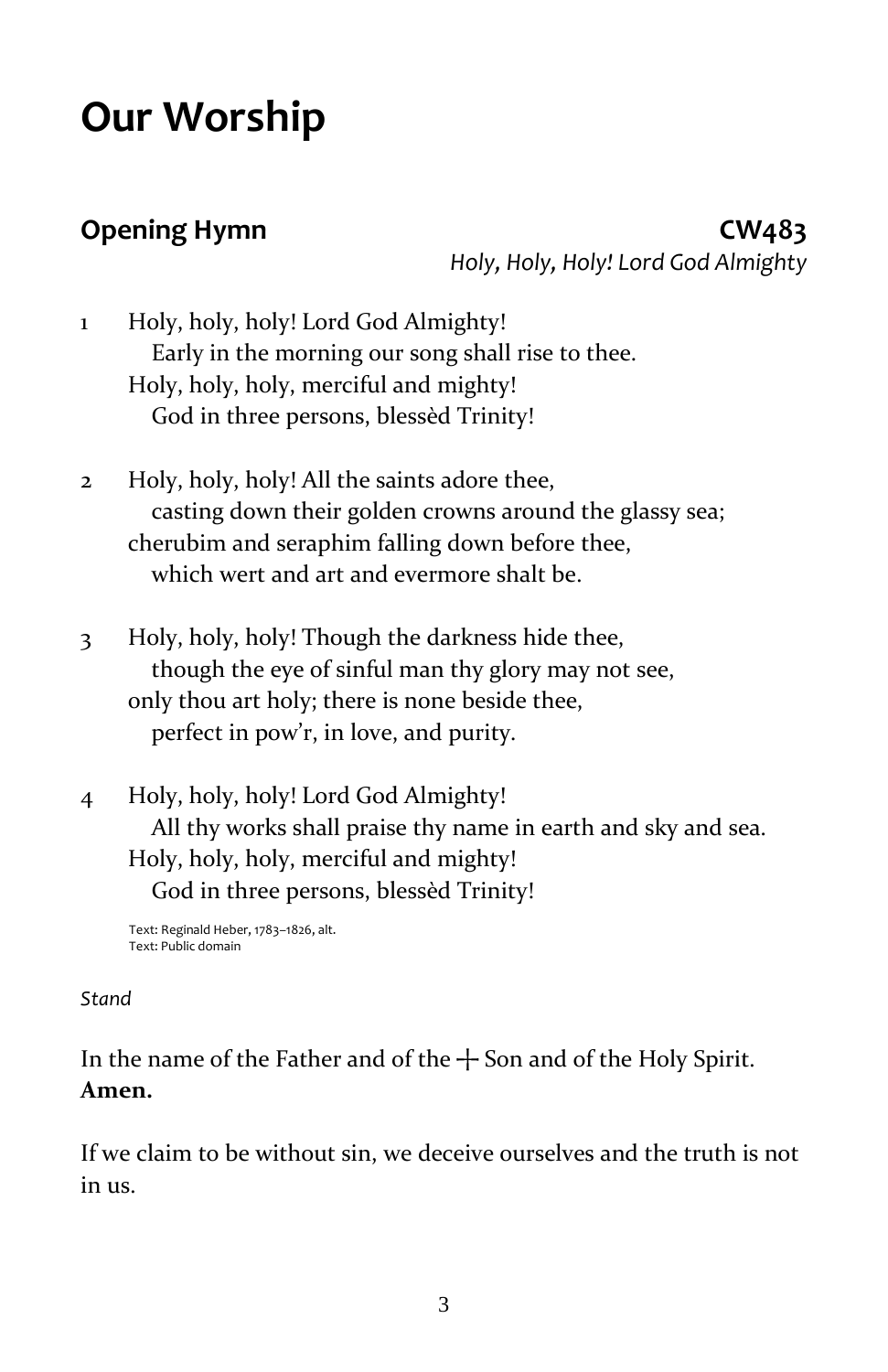# Our Worship

## Opening Hymn CW483

*Holy, Holy, Holy! Lord God Almighty*

1 Holy, holy, holy! Lord God Almighty!
  Early in the morning our song shall rise to thee.
 Holy, holy, holy, merciful and mighty!
  God in three persons, blessèd Trinity!

2 Holy, holy, holy! All the saints adore thee,
  casting down their golden crowns around the glassy sea;
 cherubim and seraphim falling down before thee,
  which wert and art and evermore shalt be.

3 Holy, holy, holy! Though the darkness hide thee,
  though the eye of sinful man thy glory may not see,
 only thou art holy; there is none beside thee,
  perfect in pow'r, in love, and purity.

4 Holy, holy, holy! Lord God Almighty!
  All thy works shall praise thy name in earth and sky and sea.
 Holy, holy, holy, merciful and mighty!
  God in three persons, blessèd Trinity!

Text: Reginald Heber, 1783–1826, alt.
Text: Public domain

*Stand*

In the name of the Father and of the ☩ Son and of the Holy Spirit.
**Amen.**

If we claim to be without sin, we deceive ourselves and the truth is not in us.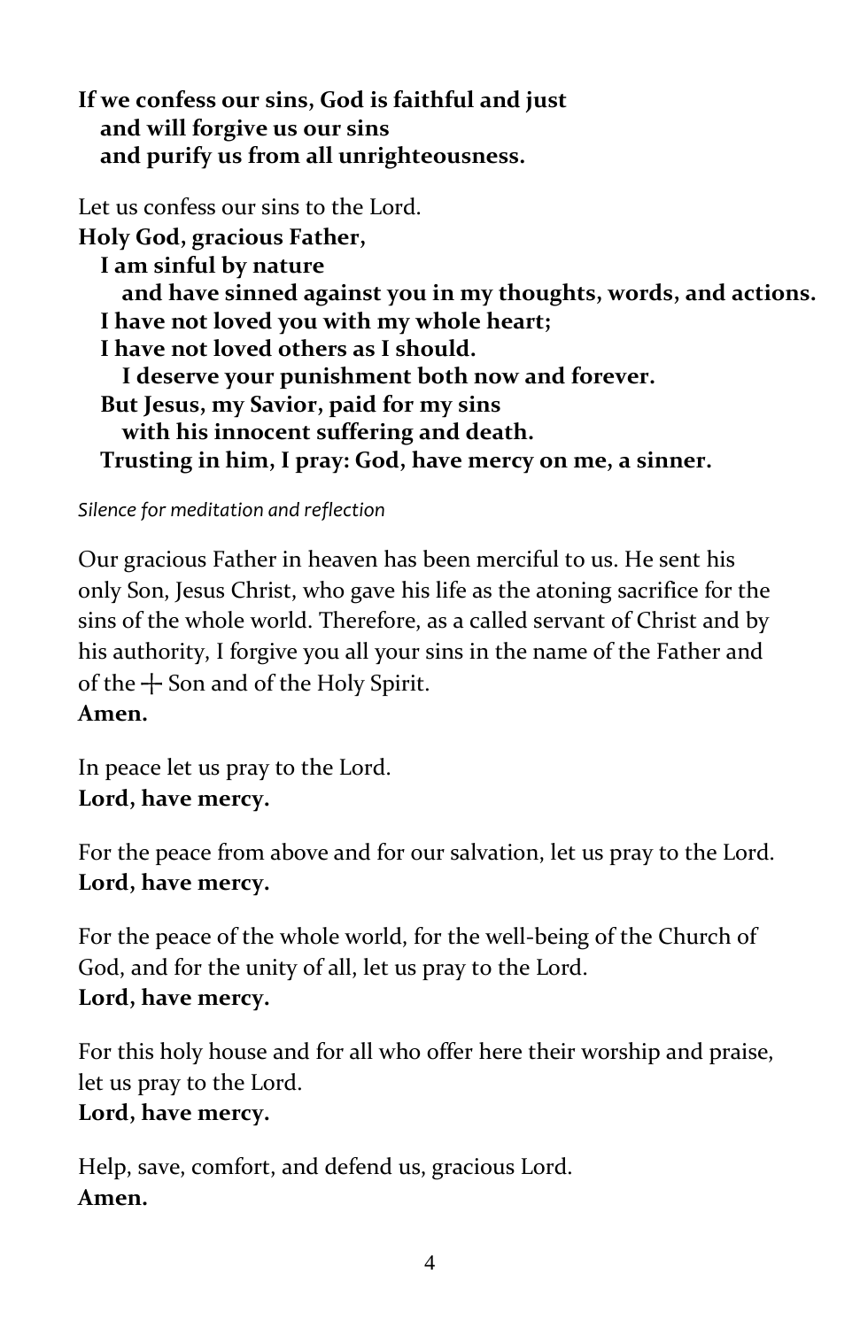**If we confess our sins, God is faithful and just**
**and will forgive us our sins**
**and purify us from all unrighteousness.**

Let us confess our sins to the Lord.
**Holy God, gracious Father,**
**I am sinful by nature**
**and have sinned against you in my thoughts, words, and actions.**
**I have not loved you with my whole heart;**
**I have not loved others as I should.**
**I deserve your punishment both now and forever.**
**But Jesus, my Savior, paid for my sins**
**with his innocent suffering and death.**
**Trusting in him, I pray: God, have mercy on me, a sinner.**

*Silence for meditation and reflection*

Our gracious Father in heaven has been merciful to us. He sent his only Son, Jesus Christ, who gave his life as the atoning sacrifice for the sins of the whole world. Therefore, as a called servant of Christ and by his authority, I forgive you all your sins in the name of the Father and of the ┼ Son and of the Holy Spirit.
**Amen.**

In peace let us pray to the Lord.
**Lord, have mercy.**

For the peace from above and for our salvation, let us pray to the Lord.
**Lord, have mercy.**

For the peace of the whole world, for the well-being of the Church of God, and for the unity of all, let us pray to the Lord.
**Lord, have mercy.**

For this holy house and for all who offer here their worship and praise, let us pray to the Lord.
**Lord, have mercy.**

Help, save, comfort, and defend us, gracious Lord.
**Amen.**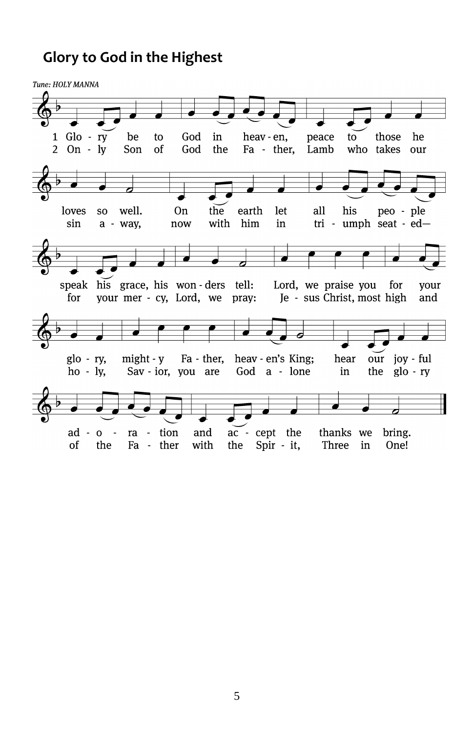## Glory to God in the Highest

*Tune: HOLY MANNA*

1 Glo - ry be to God in heav - en, peace to those he loves so well. On the earth let all his peo - ple speak his grace, his won - ders tell: Lord, we praise you for your glo - ry, might - y Fa - ther, heav - en's King; hear our joy - ful ad - o - ra - tion and ac - cept the thanks we bring.

2 On - ly Son of God the Fa - ther, Lamb who takes our sin a - way, now with him in tri - umph seat - ed— for your mer - cy, Lord, we pray: Je - sus Christ, most high and ho - ly, Sav - ior, you are God a - lone in the glo - ry of the Fa - ther with the Spir - it, Three in One!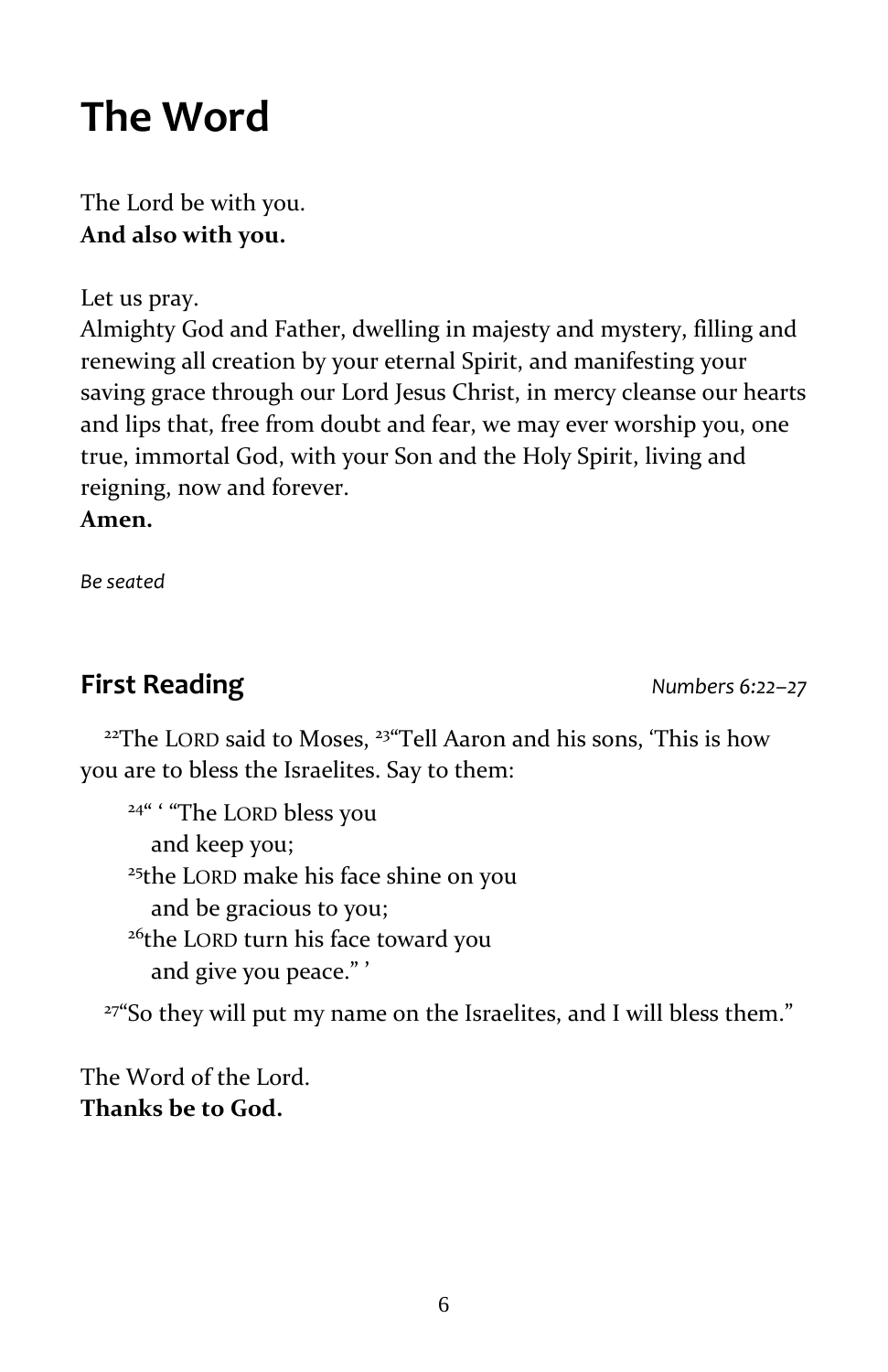# The Word

The Lord be with you.
**And also with you.**

Let us pray.
Almighty God and Father, dwelling in majesty and mystery, filling and renewing all creation by your eternal Spirit, and manifesting your saving grace through our Lord Jesus Christ, in mercy cleanse our hearts and lips that, free from doubt and fear, we may ever worship you, one true, immortal God, with your Son and the Holy Spirit, living and reigning, now and forever.
**Amen.**

*Be seated*

## First Reading *Numbers 6:22–27*

[22]The LORD said to Moses, [23]"Tell Aaron and his sons, 'This is how you are to bless the Israelites. Say to them:

> [24]" ' "The LORD bless you
> and keep you;
> [25]the LORD make his face shine on you
> and be gracious to you;
> [26]the LORD turn his face toward you
> and give you peace." '

[27]"So they will put my name on the Israelites, and I will bless them."

The Word of the Lord.
**Thanks be to God.**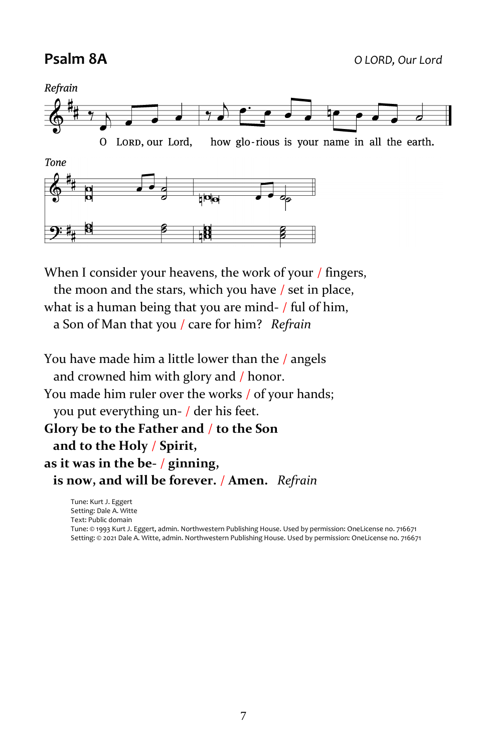## Psalm 8A

*O LORD, Our Lord*

*Refrain*

O LORD, our Lord, how glo-rious is your name in all the earth.

*Tone*

When I consider your heavens, the work of your / fingers,
 the moon and the stars, which you have / set in place,
what is a human being that you are mind- / ful of him,
 a Son of Man that you / care for him? *Refrain*

You have made him a little lower than the / angels
 and crowned him with glory and / honor.
You made him ruler over the works / of your hands;
 you put everything un- / der his feet.
**Glory be to the Father and / to the Son**
 **and to the Holy / Spirit,**
**as it was in the be- / ginning,**
 **is now, and will be forever. / Amen.** *Refrain*

Tune: Kurt J. Eggert
Setting: Dale A. Witte
Text: Public domain
Tune: © 1993 Kurt J. Eggert, admin. Northwestern Publishing House. Used by permission: OneLicense no. 716671
Setting: © 2021 Dale A. Witte, admin. Northwestern Publishing House. Used by permission: OneLicense no. 716671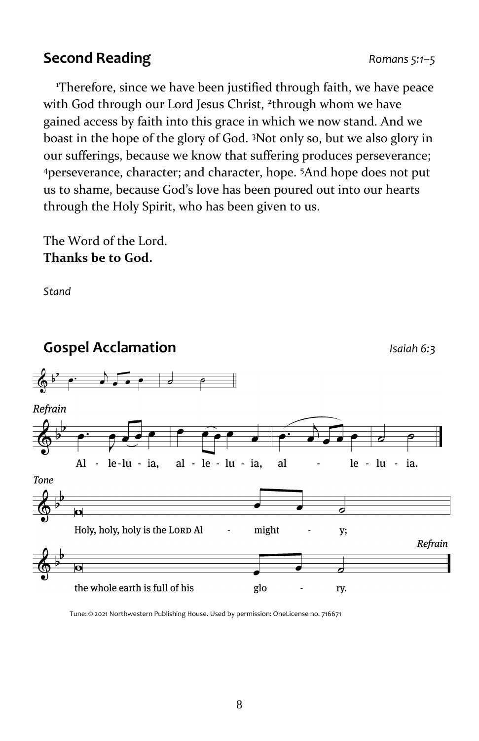## Second Reading

*Romans 5:1–5*

[1]Therefore, since we have been justified through faith, we have peace with God through our Lord Jesus Christ, [2]through whom we have gained access by faith into this grace in which we now stand. And we boast in the hope of the glory of God. [3]Not only so, but we also glory in our sufferings, because we know that suffering produces perseverance; [4]perseverance, character; and character, hope. [5]And hope does not put us to shame, because God's love has been poured out into our hearts through the Holy Spirit, who has been given to us.

The Word of the Lord.
**Thanks be to God.**

*Stand*

## Gospel Acclamation

*Isaiah 6:3*

*Refrain*

Al - le-lu - ia, al - le - lu - ia, al - le - lu - ia.

*Tone*

Holy, holy, holy is the LORD Al - might - y;

the whole earth is full of his glo - ry.

*Refrain*

Tune: © 2021 Northwestern Publishing House. Used by permission: OneLicense no. 716671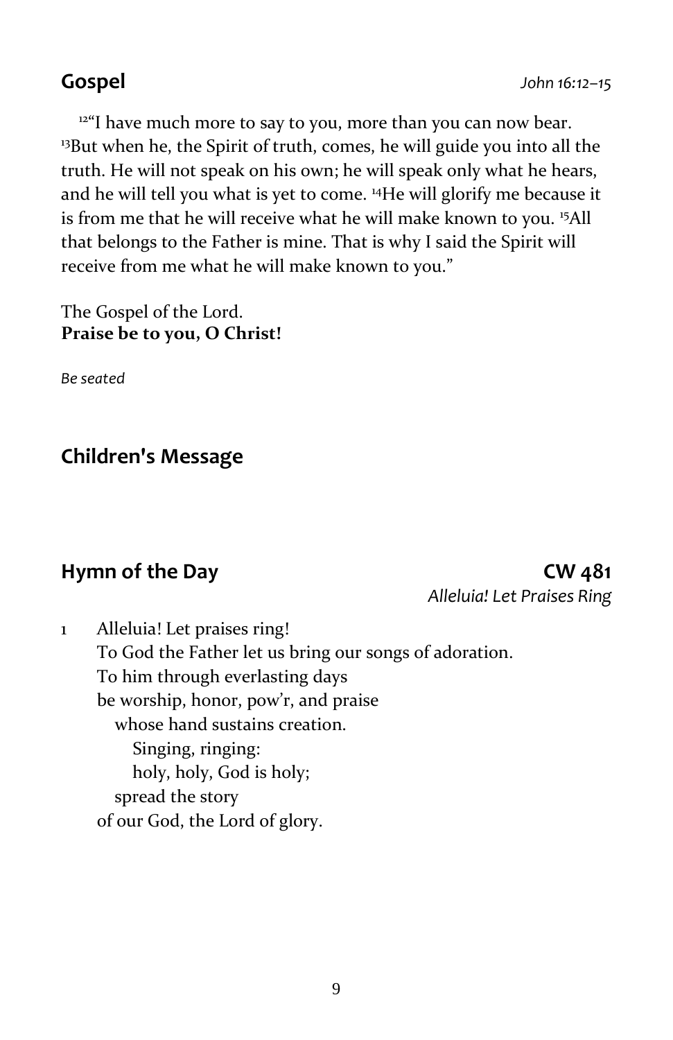## Gospel

*John 16:12–15*

[12]"I have much more to say to you, more than you can now bear. [13]But when he, the Spirit of truth, comes, he will guide you into all the truth. He will not speak on his own; he will speak only what he hears, and he will tell you what is yet to come. [14]He will glorify me because it is from me that he will receive what he will make known to you. [15]All that belongs to the Father is mine. That is why I said the Spirit will receive from me what he will make known to you."

The Gospel of the Lord.
**Praise be to you, O Christ!**

*Be seated*

## Children's Message

## Hymn of the Day

**CW 481**
*Alleluia! Let Praises Ring*

1 Alleluia! Let praises ring!
To God the Father let us bring our songs of adoration.
To him through everlasting days
be worship, honor, pow'r, and praise
whose hand sustains creation.
Singing, ringing:
holy, holy, God is holy;
spread the story
of our God, the Lord of glory.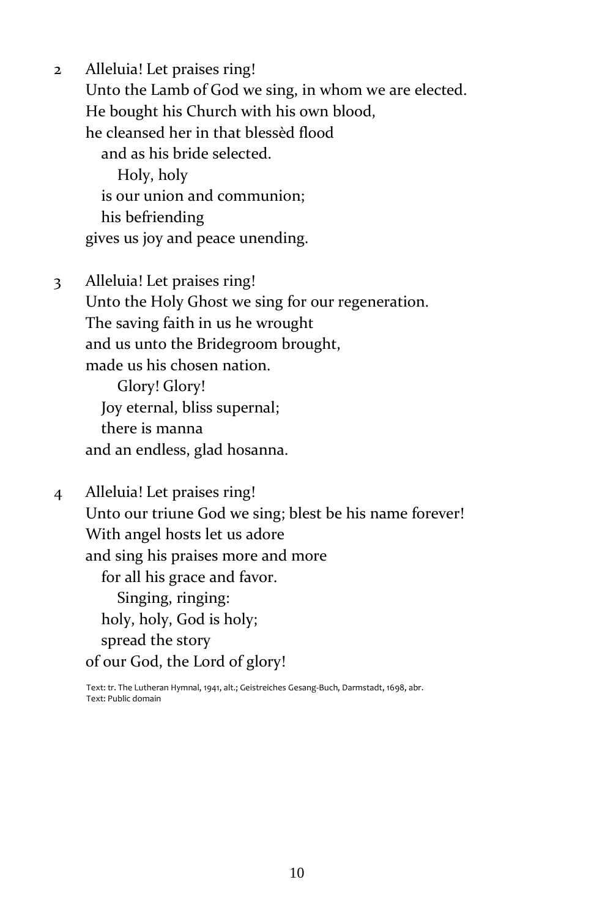2 Alleluia! Let praises ring!
Unto the Lamb of God we sing, in whom we are elected.
He bought his Church with his own blood,
he cleansed her in that blessèd flood
  and as his bride selected.
    Holy, holy
  is our union and communion;
  his befriending
gives us joy and peace unending.

3 Alleluia! Let praises ring!
Unto the Holy Ghost we sing for our regeneration.
The saving faith in us he wrought
and us unto the Bridegroom brought,
made us his chosen nation.
    Glory! Glory!
  Joy eternal, bliss supernal;
  there is manna
and an endless, glad hosanna.

4 Alleluia! Let praises ring!
Unto our triune God we sing; blest be his name forever!
With angel hosts let us adore
and sing his praises more and more
  for all his grace and favor.
    Singing, ringing:
  holy, holy, God is holy;
  spread the story
of our God, the Lord of glory!

Text: tr. The Lutheran Hymnal, 1941, alt.; Geistreiches Gesang-Buch, Darmstadt, 1698, abr.
Text: Public domain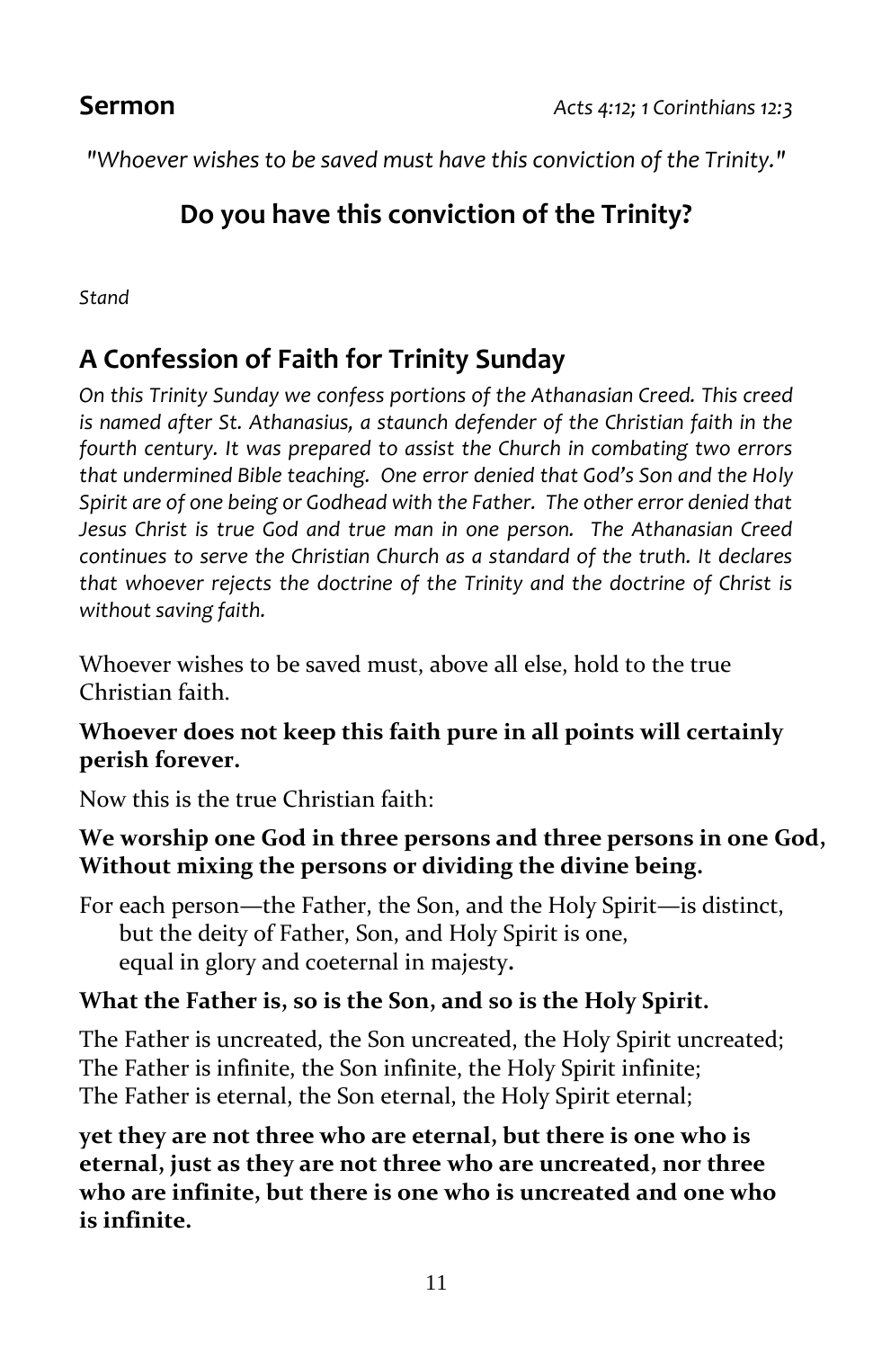## Sermon

*Acts 4:12; 1 Corinthians 12:3*

*"Whoever wishes to be saved must have this conviction of the Trinity."*

### Do you have this conviction of the Trinity?

*Stand*

## A Confession of Faith for Trinity Sunday

*On this Trinity Sunday we confess portions of the Athanasian Creed. This creed is named after St. Athanasius, a staunch defender of the Christian faith in the fourth century. It was prepared to assist the Church in combating two errors that undermined Bible teaching. One error denied that God's Son and the Holy Spirit are of one being or Godhead with the Father. The other error denied that Jesus Christ is true God and true man in one person. The Athanasian Creed continues to serve the Christian Church as a standard of the truth. It declares that whoever rejects the doctrine of the Trinity and the doctrine of Christ is without saving faith.*

Whoever wishes to be saved must, above all else, hold to the true Christian faith.

**Whoever does not keep this faith pure in all points will certainly perish forever.**

Now this is the true Christian faith:

**We worship one God in three persons and three persons in one God, Without mixing the persons or dividing the divine being.**

For each person—the Father, the Son, and the Holy Spirit—is distinct,
but the deity of Father, Son, and Holy Spirit is one,
equal in glory and coeternal in majesty.

**What the Father is, so is the Son, and so is the Holy Spirit.**

The Father is uncreated, the Son uncreated, the Holy Spirit uncreated;
The Father is infinite, the Son infinite, the Holy Spirit infinite;
The Father is eternal, the Son eternal, the Holy Spirit eternal;

**yet they are not three who are eternal, but there is one who is eternal, just as they are not three who are uncreated, nor three who are infinite, but there is one who is uncreated and one who is infinite.**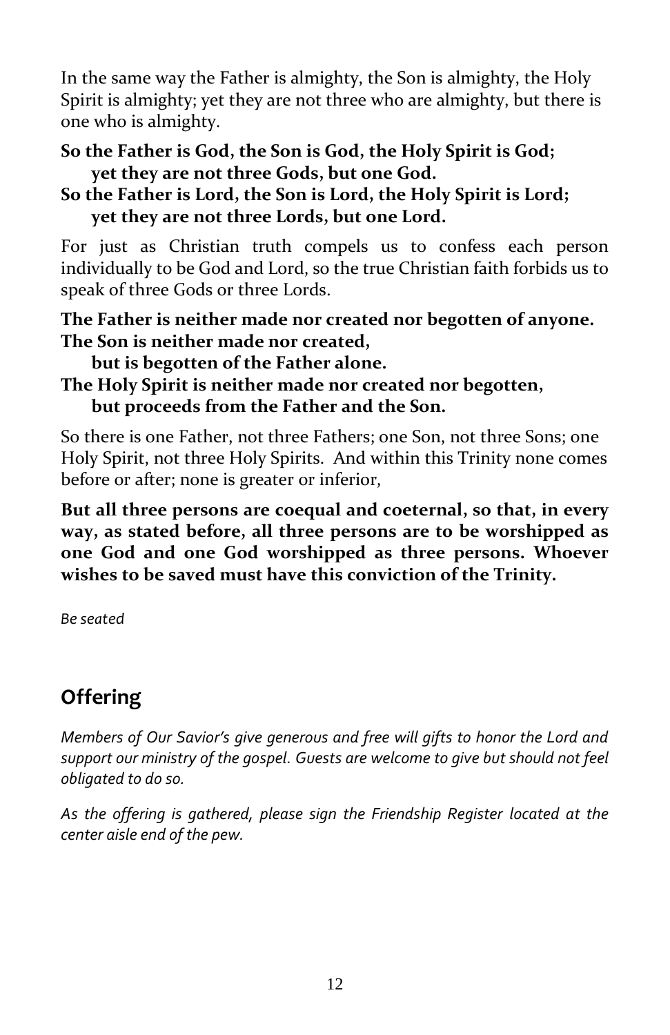In the same way the Father is almighty, the Son is almighty, the Holy Spirit is almighty; yet they are not three who are almighty, but there is one who is almighty.

**So the Father is God, the Son is God, the Holy Spirit is God;**
**yet they are not three Gods, but one God.**
**So the Father is Lord, the Son is Lord, the Holy Spirit is Lord;**
**yet they are not three Lords, but one Lord.**

For just as Christian truth compels us to confess each person individually to be God and Lord, so the true Christian faith forbids us to speak of three Gods or three Lords.

**The Father is neither made nor created nor begotten of anyone.**
**The Son is neither made nor created,**
**but is begotten of the Father alone.**
**The Holy Spirit is neither made nor created nor begotten,**
**but proceeds from the Father and the Son.**

So there is one Father, not three Fathers; one Son, not three Sons; one Holy Spirit, not three Holy Spirits. And within this Trinity none comes before or after; none is greater or inferior,

**But all three persons are coequal and coeternal, so that, in every way, as stated before, all three persons are to be worshipped as one God and one God worshipped as three persons. Whoever wishes to be saved must have this conviction of the Trinity.**

*Be seated*

## Offering

*Members of Our Savior's give generous and free will gifts to honor the Lord and support our ministry of the gospel. Guests are welcome to give but should not feel obligated to do so.*

*As the offering is gathered, please sign the Friendship Register located at the center aisle end of the pew.*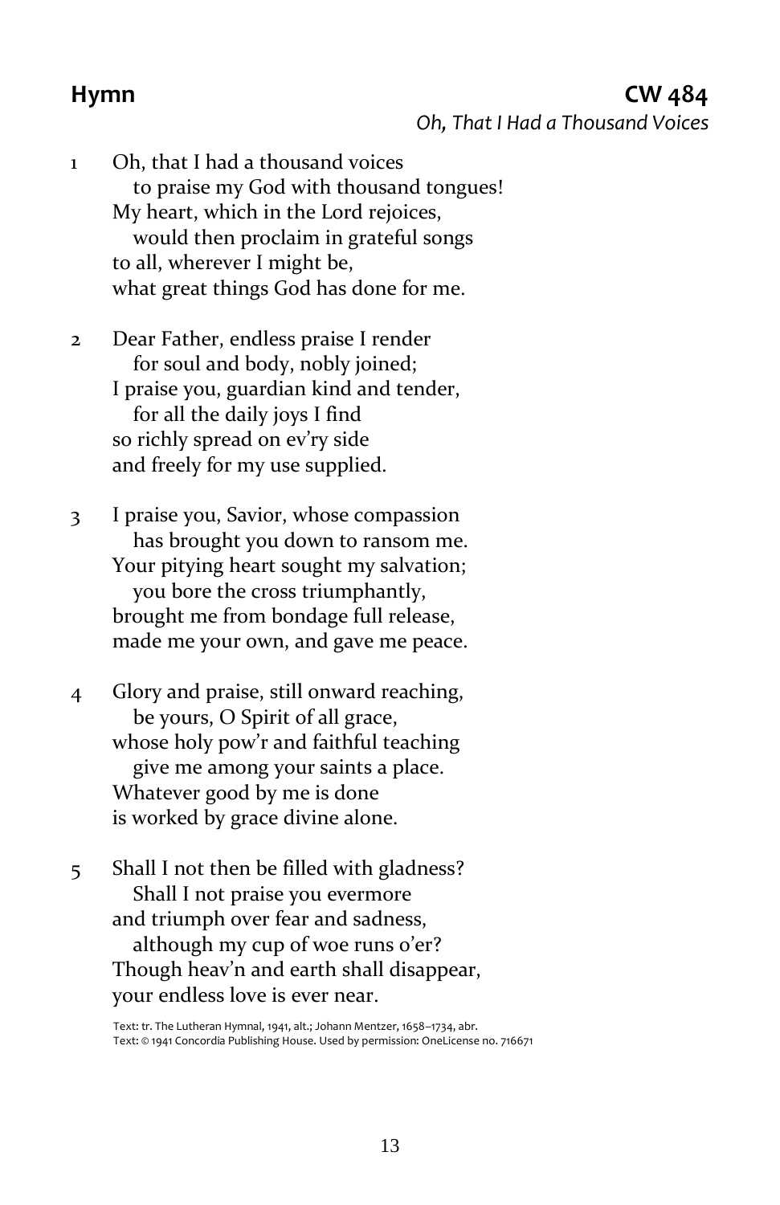**Hymn** **CW 484**

*Oh, That I Had a Thousand Voices*

1 Oh, that I had a thousand voices
  to praise my God with thousand tongues!
My heart, which in the Lord rejoices,
  would then proclaim in grateful songs
to all, wherever I might be,
what great things God has done for me.

2 Dear Father, endless praise I render
  for soul and body, nobly joined;
I praise you, guardian kind and tender,
  for all the daily joys I find
so richly spread on ev'ry side
and freely for my use supplied.

3 I praise you, Savior, whose compassion
  has brought you down to ransom me.
Your pitying heart sought my salvation;
  you bore the cross triumphantly,
brought me from bondage full release,
made me your own, and gave me peace.

4 Glory and praise, still onward reaching,
  be yours, O Spirit of all grace,
whose holy pow'r and faithful teaching
  give me among your saints a place.
Whatever good by me is done
is worked by grace divine alone.

5 Shall I not then be filled with gladness?
  Shall I not praise you evermore
and triumph over fear and sadness,
  although my cup of woe runs o'er?
Though heav'n and earth shall disappear,
your endless love is ever near.

Text: tr. The Lutheran Hymnal, 1941, alt.; Johann Mentzer, 1658–1734, abr.
Text: © 1941 Concordia Publishing House. Used by permission: OneLicense no. 716671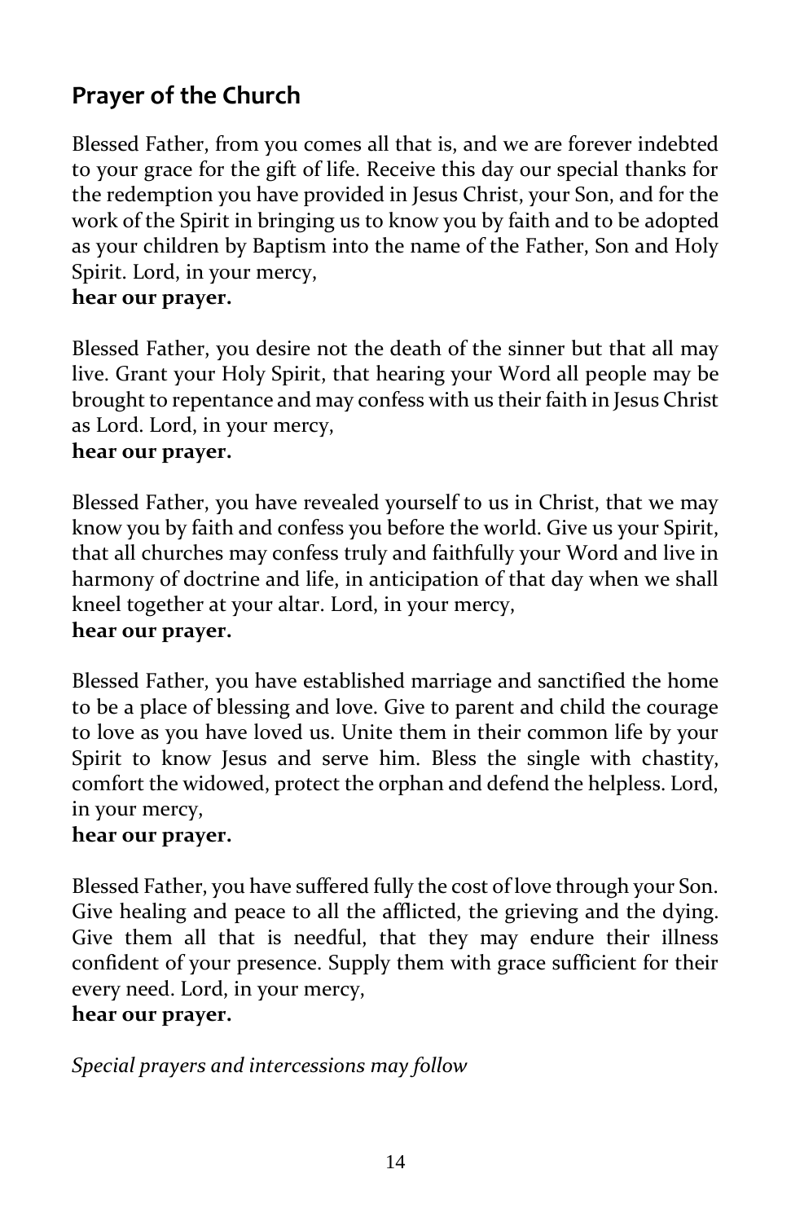## Prayer of the Church

Blessed Father, from you comes all that is, and we are forever indebted to your grace for the gift of life. Receive this day our special thanks for the redemption you have provided in Jesus Christ, your Son, and for the work of the Spirit in bringing us to know you by faith and to be adopted as your children by Baptism into the name of the Father, Son and Holy Spirit. Lord, in your mercy,
**hear our prayer.**

Blessed Father, you desire not the death of the sinner but that all may live. Grant your Holy Spirit, that hearing your Word all people may be brought to repentance and may confess with us their faith in Jesus Christ as Lord. Lord, in your mercy,
**hear our prayer.**

Blessed Father, you have revealed yourself to us in Christ, that we may know you by faith and confess you before the world. Give us your Spirit, that all churches may confess truly and faithfully your Word and live in harmony of doctrine and life, in anticipation of that day when we shall kneel together at your altar. Lord, in your mercy,
**hear our prayer.**

Blessed Father, you have established marriage and sanctified the home to be a place of blessing and love. Give to parent and child the courage to love as you have loved us. Unite them in their common life by your Spirit to know Jesus and serve him. Bless the single with chastity, comfort the widowed, protect the orphan and defend the helpless. Lord, in your mercy,
**hear our prayer.**

Blessed Father, you have suffered fully the cost of love through your Son. Give healing and peace to all the afflicted, the grieving and the dying. Give them all that is needful, that they may endure their illness confident of your presence. Supply them with grace sufficient for their every need. Lord, in your mercy,
**hear our prayer.**

*Special prayers and intercessions may follow*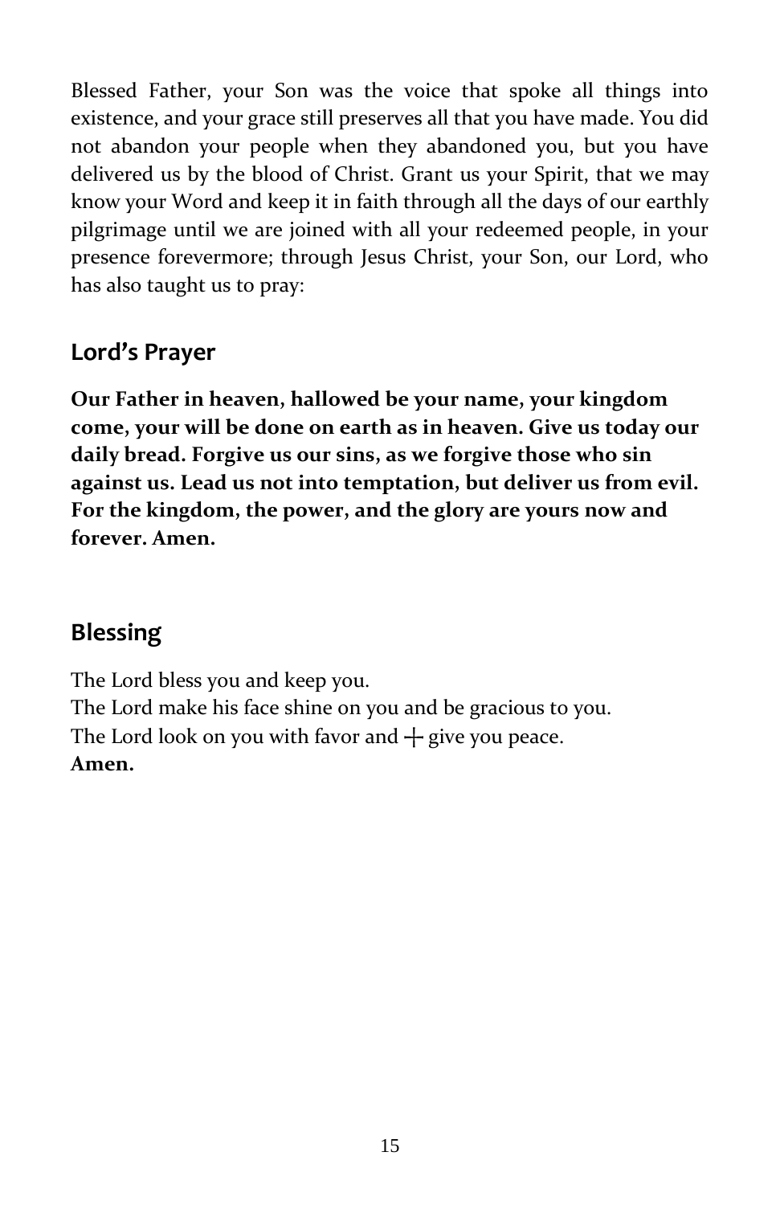Blessed Father, your Son was the voice that spoke all things into existence, and your grace still preserves all that you have made. You did not abandon your people when they abandoned you, but you have delivered us by the blood of Christ. Grant us your Spirit, that we may know your Word and keep it in faith through all the days of our earthly pilgrimage until we are joined with all your redeemed people, in your presence forevermore; through Jesus Christ, your Son, our Lord, who has also taught us to pray:

## Lord's Prayer

**Our Father in heaven, hallowed be your name, your kingdom come, your will be done on earth as in heaven. Give us today our daily bread. Forgive us our sins, as we forgive those who sin against us. Lead us not into temptation, but deliver us from evil. For the kingdom, the power, and the glory are yours now and forever. Amen.**

## Blessing

The Lord bless you and keep you.
The Lord make his face shine on you and be gracious to you.
The Lord look on you with favor and ┼ give you peace.
**Amen.**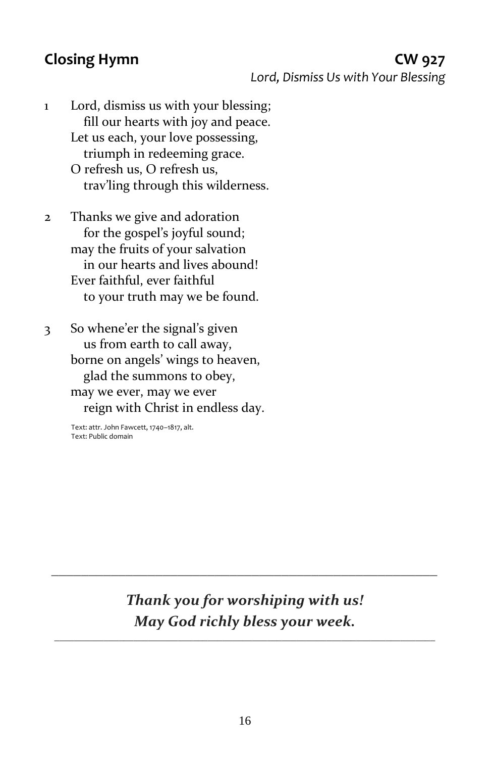## Closing Hymn CW 927

*Lord, Dismiss Us with Your Blessing*

1 Lord, dismiss us with your blessing;
  fill our hearts with joy and peace.
 Let us each, your love possessing,
  triumph in redeeming grace.
 O refresh us, O refresh us,
  trav'ling through this wilderness.

2 Thanks we give and adoration
  for the gospel's joyful sound;
 may the fruits of your salvation
  in our hearts and lives abound!
 Ever faithful, ever faithful
  to your truth may we be found.

3 So whene'er the signal's given
  us from earth to call away,
 borne on angels' wings to heaven,
  glad the summons to obey,
 may we ever, may we ever
  reign with Christ in endless day.

Text: attr. John Fawcett, 1740–1817, alt.
Text: Public domain

---

***Thank you for worshiping with us!***
***May God richly bless your week.***

---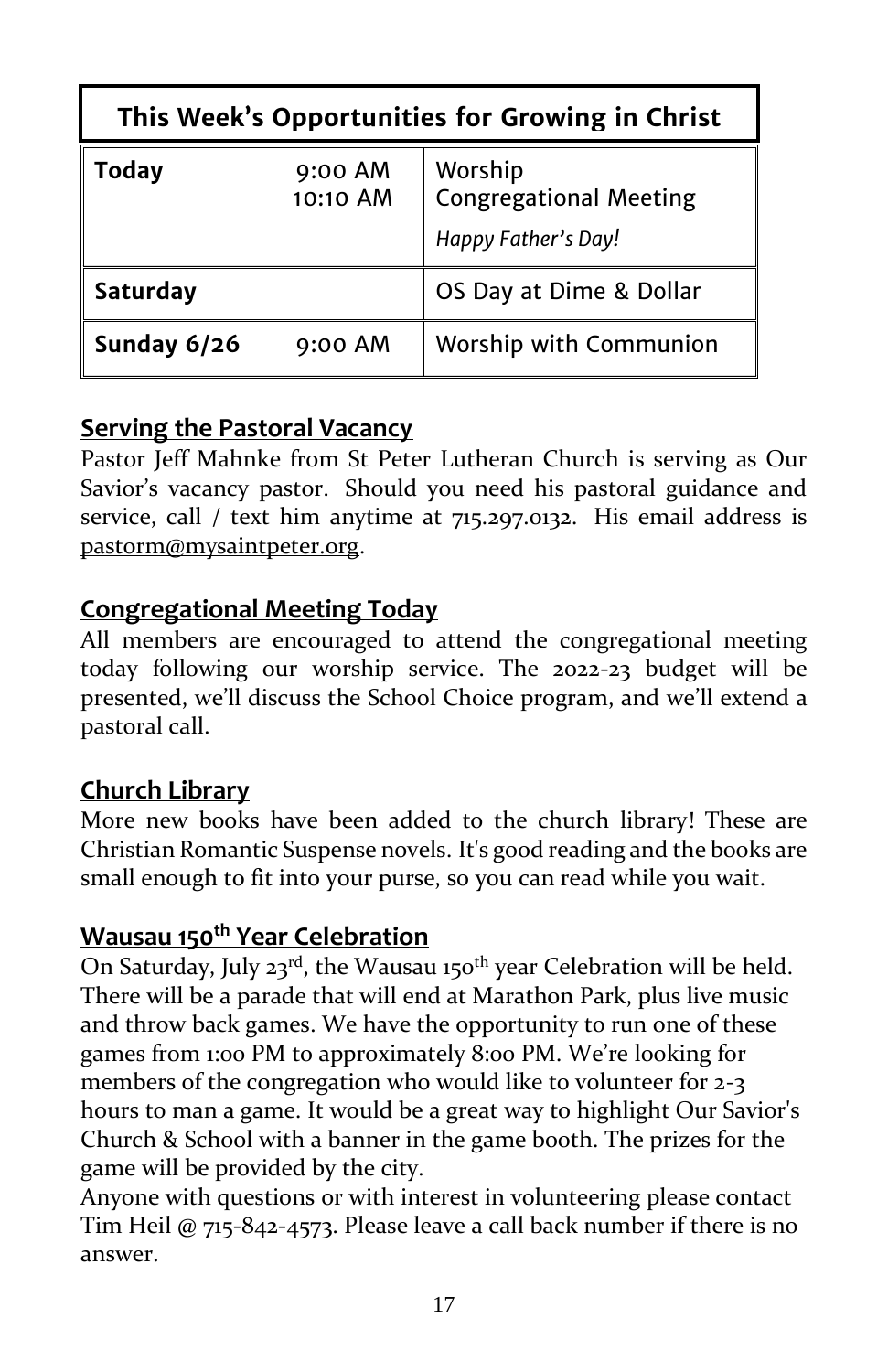| This Week's Opportunities for Growing in Christ | | |
|---|---|---|
| **Today** | 9:00 AM<br>10:10 AM | Worship<br>Congregational Meeting<br>*Happy Father's Day!* |
| **Saturday** | | OS Day at Dime & Dollar |
| **Sunday 6/26** | 9:00 AM | Worship with Communion |

## Serving the Pastoral Vacancy

Pastor Jeff Mahnke from St Peter Lutheran Church is serving as Our Savior's vacancy pastor. Should you need his pastoral guidance and service, call / text him anytime at 715.297.0132. His email address is pastorm@mysaintpeter.org.

## Congregational Meeting Today

All members are encouraged to attend the congregational meeting today following our worship service. The 2022-23 budget will be presented, we'll discuss the School Choice program, and we'll extend a pastoral call.

## Church Library

More new books have been added to the church library! These are Christian Romantic Suspense novels. It's good reading and the books are small enough to fit into your purse, so you can read while you wait.

## Wausau 150th Year Celebration

On Saturday, July 23rd, the Wausau 150th year Celebration will be held. There will be a parade that will end at Marathon Park, plus live music and throw back games. We have the opportunity to run one of these games from 1:00 PM to approximately 8:00 PM. We're looking for members of the congregation who would like to volunteer for 2-3 hours to man a game. It would be a great way to highlight Our Savior's Church & School with a banner in the game booth. The prizes for the game will be provided by the city.

Anyone with questions or with interest in volunteering please contact Tim Heil @ 715-842-4573. Please leave a call back number if there is no answer.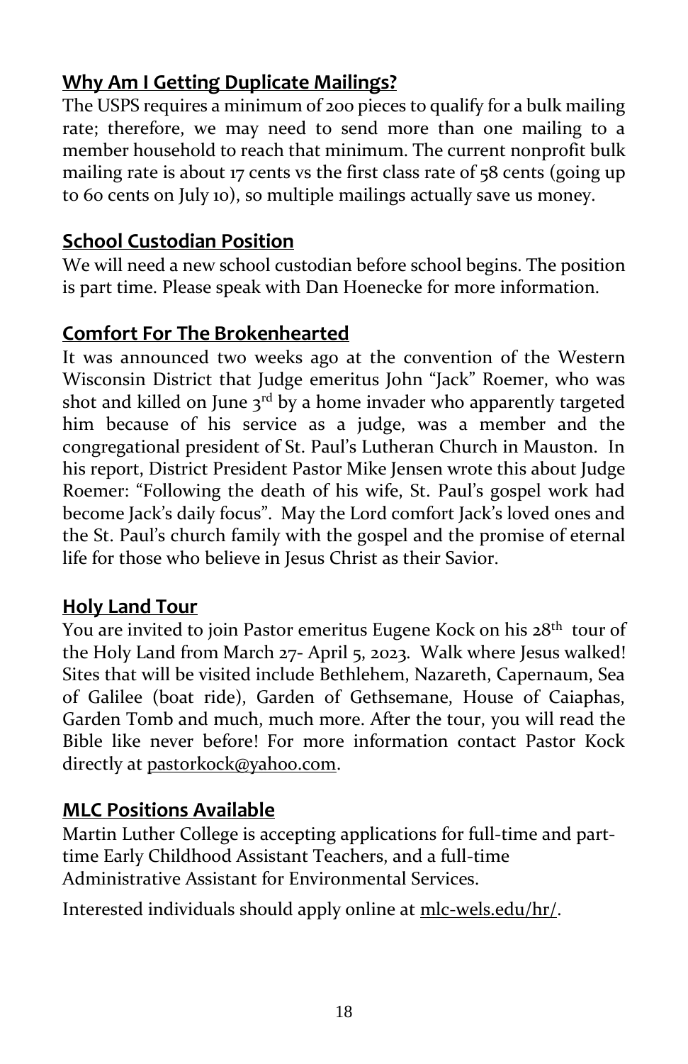## **Why Am I Getting Duplicate Mailings?**

The USPS requires a minimum of 200 pieces to qualify for a bulk mailing rate; therefore, we may need to send more than one mailing to a member household to reach that minimum. The current nonprofit bulk mailing rate is about 17 cents vs the first class rate of 58 cents (going up to 60 cents on July 10), so multiple mailings actually save us money.

## **School Custodian Position**

We will need a new school custodian before school begins. The position is part time. Please speak with Dan Hoenecke for more information.

## **Comfort For The Brokenhearted**

It was announced two weeks ago at the convention of the Western Wisconsin District that Judge emeritus John "Jack" Roemer, who was shot and killed on June 3rd by a home invader who apparently targeted him because of his service as a judge, was a member and the congregational president of St. Paul's Lutheran Church in Mauston. In his report, District President Pastor Mike Jensen wrote this about Judge Roemer: "Following the death of his wife, St. Paul's gospel work had become Jack's daily focus". May the Lord comfort Jack's loved ones and the St. Paul's church family with the gospel and the promise of eternal life for those who believe in Jesus Christ as their Savior.

## **Holy Land Tour**

You are invited to join Pastor emeritus Eugene Kock on his 28th tour of the Holy Land from March 27- April 5, 2023. Walk where Jesus walked! Sites that will be visited include Bethlehem, Nazareth, Capernaum, Sea of Galilee (boat ride), Garden of Gethsemane, House of Caiaphas, Garden Tomb and much, much more. After the tour, you will read the Bible like never before! For more information contact Pastor Kock directly at pastorkock@yahoo.com.

## **MLC Positions Available**

Martin Luther College is accepting applications for full-time and part-time Early Childhood Assistant Teachers, and a full-time Administrative Assistant for Environmental Services.

Interested individuals should apply online at mlc-wels.edu/hr/.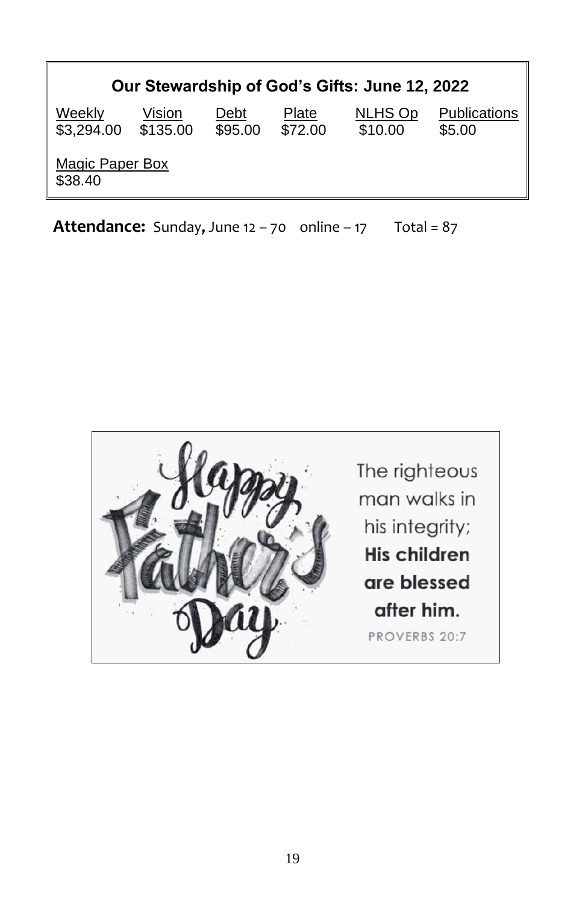**Our Stewardship of God's Gifts: June 12, 2022**

| Weekly | Vision | Debt | Plate | NLHS Op | Publications |
|---|---|---|---|---|---|
| $3,294.00 | $135.00 | $95.00 | $72.00 | $10.00 | $5.00 |

| Magic Paper Box |
|---|
| $38.40 |

**Attendance:** Sunday, June 12 – 70 online – 17 Total = 87

Happy Father's Day

The righteous man walks in his integrity; **His children are blessed after him.**

PROVERBS 20:7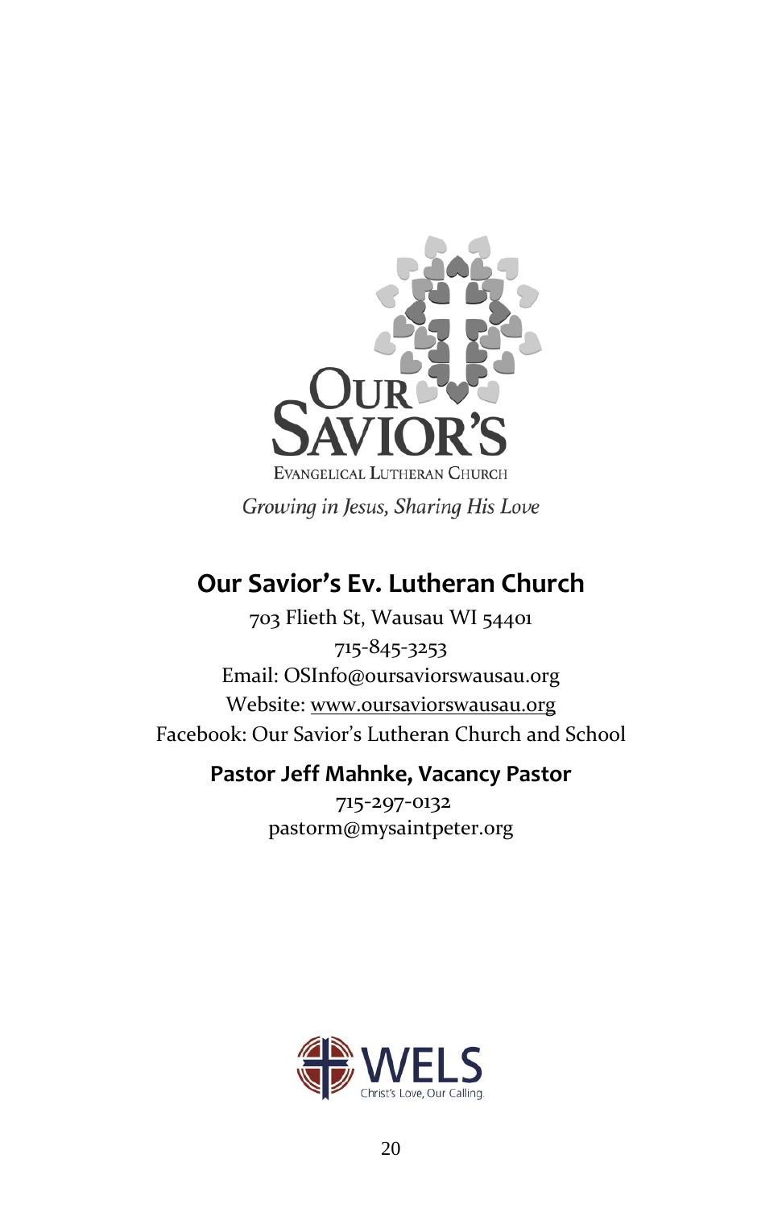Our Savior's

Evangelical Lutheran Church

*Growing in Jesus, Sharing His Love*

## Our Savior's Ev. Lutheran Church

703 Flieth St, Wausau WI 54401

715-845-3253

Email: OSInfo@oursaviorswausau.org

Website: www.oursaviorswausau.org

Facebook: Our Savior's Lutheran Church and School

### Pastor Jeff Mahnke, Vacancy Pastor

715-297-0132

pastorm@mysaintpeter.org

WELS

Christ's Love, Our Calling.